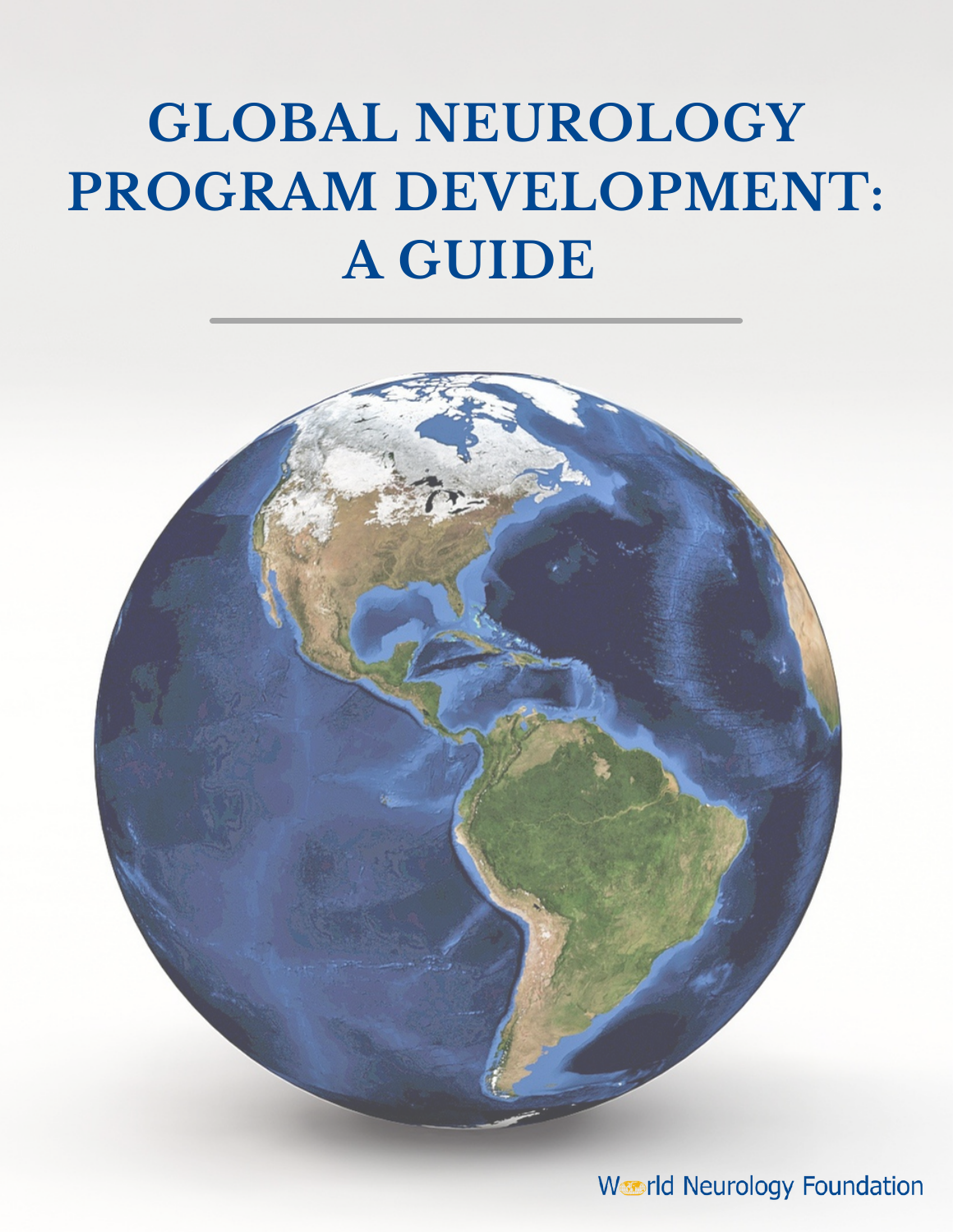# GLOBAL NEUROLOGY PROGRAM DEVELOPMENT: A GUIDE

World Neurology Foundation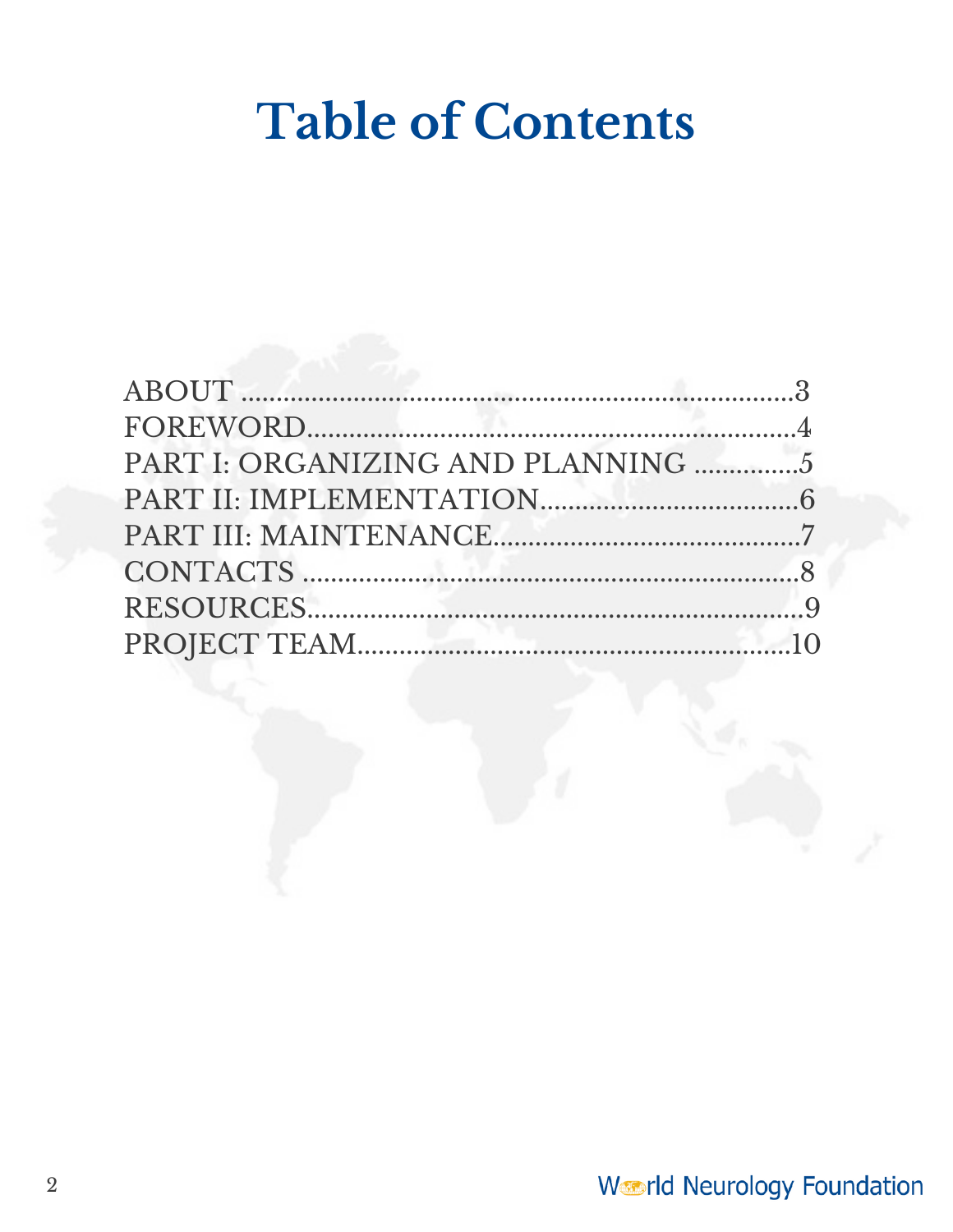# Table of Contents

ABOUT ....................................................................3
FOREWORD.....................................................................4
PART I: ORGANIZING AND PLANNING ...............5
PART II: IMPLEMENTATION....................................6
PART III: MAINTENANCE............................................7
CONTACTS .......................................................................8
RESOURCES.......................................................................9
PROJECT TEAM...............................................................10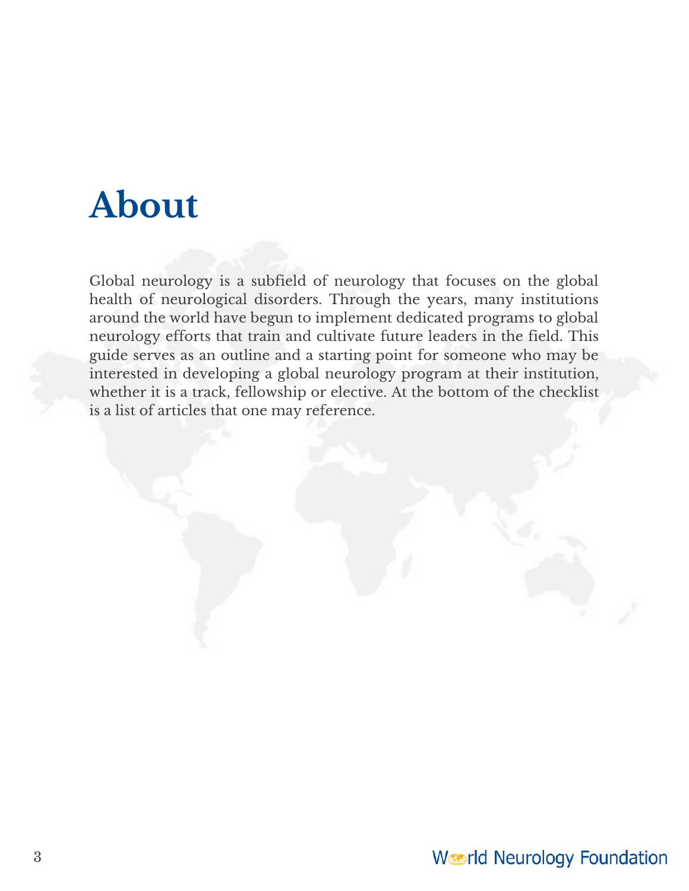# About

Global neurology is a subfield of neurology that focuses on the global health of neurological disorders. Through the years, many institutions around the world have begun to implement dedicated programs to global neurology efforts that train and cultivate future leaders in the field. This guide serves as an outline and a starting point for someone who may be interested in developing a global neurology program at their institution, whether it is a track, fellowship or elective. At the bottom of the checklist is a list of articles that one may reference.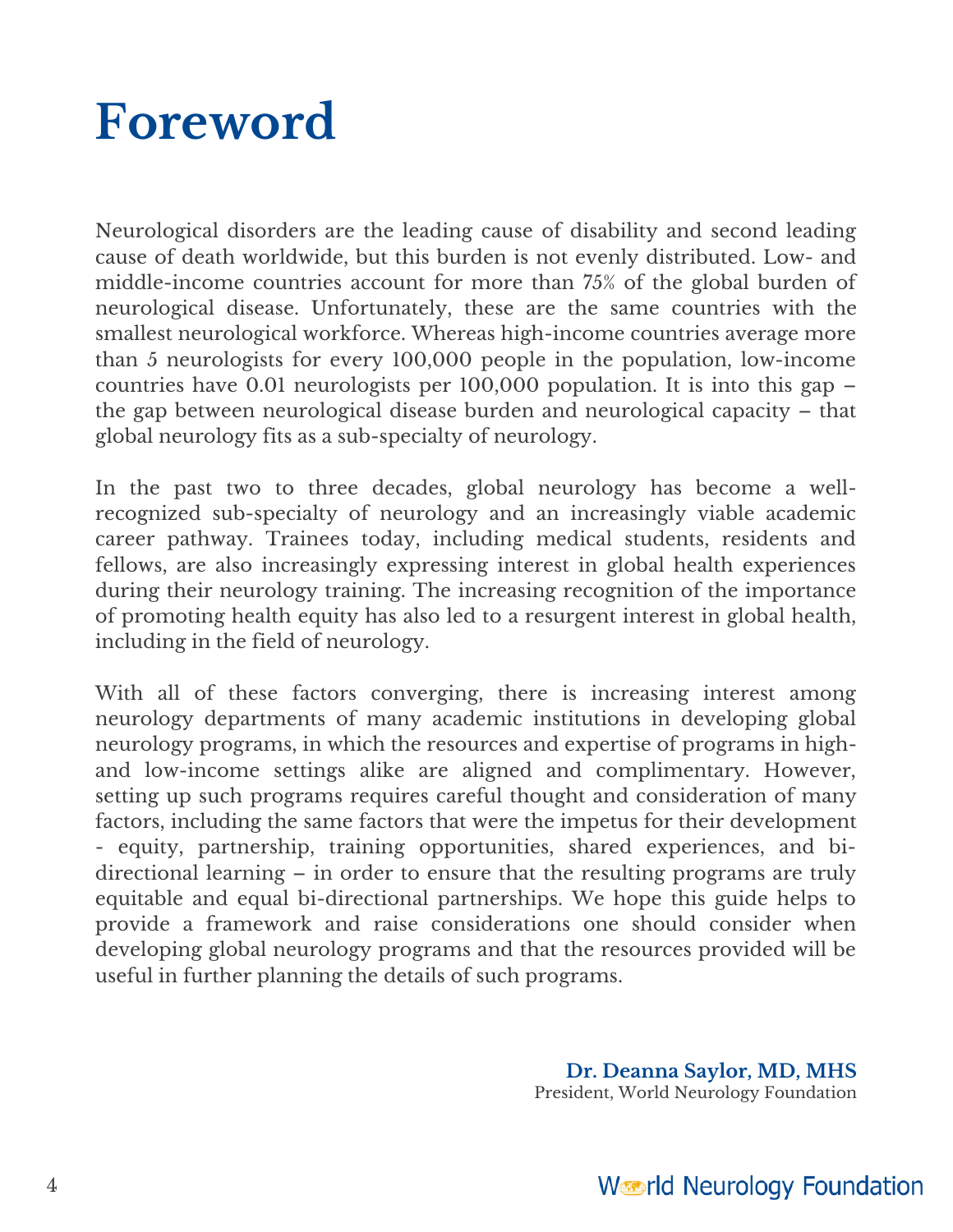# Foreword

Neurological disorders are the leading cause of disability and second leading cause of death worldwide, but this burden is not evenly distributed. Low- and middle-income countries account for more than 75% of the global burden of neurological disease. Unfortunately, these are the same countries with the smallest neurological workforce. Whereas high-income countries average more than 5 neurologists for every 100,000 people in the population, low-income countries have 0.01 neurologists per 100,000 population. It is into this gap – the gap between neurological disease burden and neurological capacity – that global neurology fits as a sub-specialty of neurology.

In the past two to three decades, global neurology has become a well-recognized sub-specialty of neurology and an increasingly viable academic career pathway. Trainees today, including medical students, residents and fellows, are also increasingly expressing interest in global health experiences during their neurology training. The increasing recognition of the importance of promoting health equity has also led to a resurgent interest in global health, including in the field of neurology.

With all of these factors converging, there is increasing interest among neurology departments of many academic institutions in developing global neurology programs, in which the resources and expertise of programs in high- and low-income settings alike are aligned and complimentary. However, setting up such programs requires careful thought and consideration of many factors, including the same factors that were the impetus for their development - equity, partnership, training opportunities, shared experiences, and bi-directional learning – in order to ensure that the resulting programs are truly equitable and equal bi-directional partnerships. We hope this guide helps to provide a framework and raise considerations one should consider when developing global neurology programs and that the resources provided will be useful in further planning the details of such programs.

**Dr. Deanna Saylor, MD, MHS**
President, World Neurology Foundation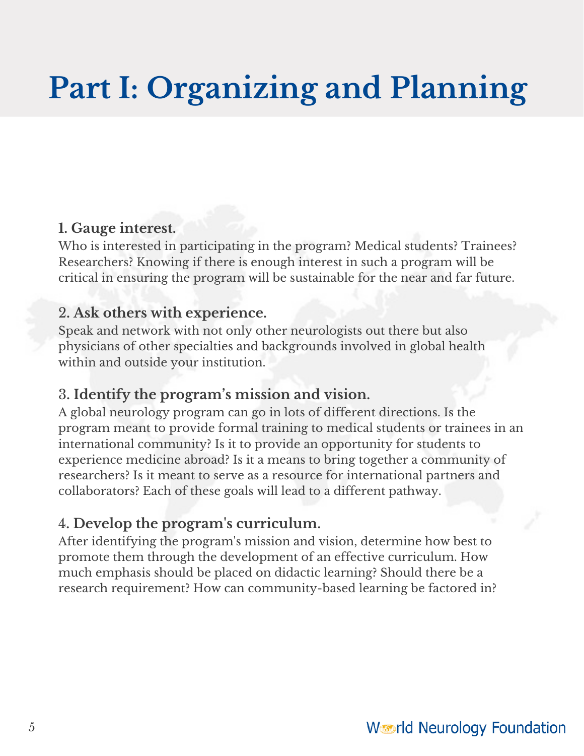# Part I: Organizing and Planning

**1. Gauge interest.**

Who is interested in participating in the program? Medical students? Trainees? Researchers? Knowing if there is enough interest in such a program will be critical in ensuring the program will be sustainable for the near and far future.

**2. Ask others with experience.**

Speak and network with not only other neurologists out there but also physicians of other specialties and backgrounds involved in global health within and outside your institution.

**3. Identify the program's mission and vision.**

A global neurology program can go in lots of different directions. Is the program meant to provide formal training to medical students or trainees in an international community? Is it to provide an opportunity for students to experience medicine abroad? Is it a means to bring together a community of researchers? Is it meant to serve as a resource for international partners and collaborators? Each of these goals will lead to a different pathway.

**4. Develop the program's curriculum.**

After identifying the program's mission and vision, determine how best to promote them through the development of an effective curriculum. How much emphasis should be placed on didactic learning? Should there be a research requirement? How can community-based learning be factored in?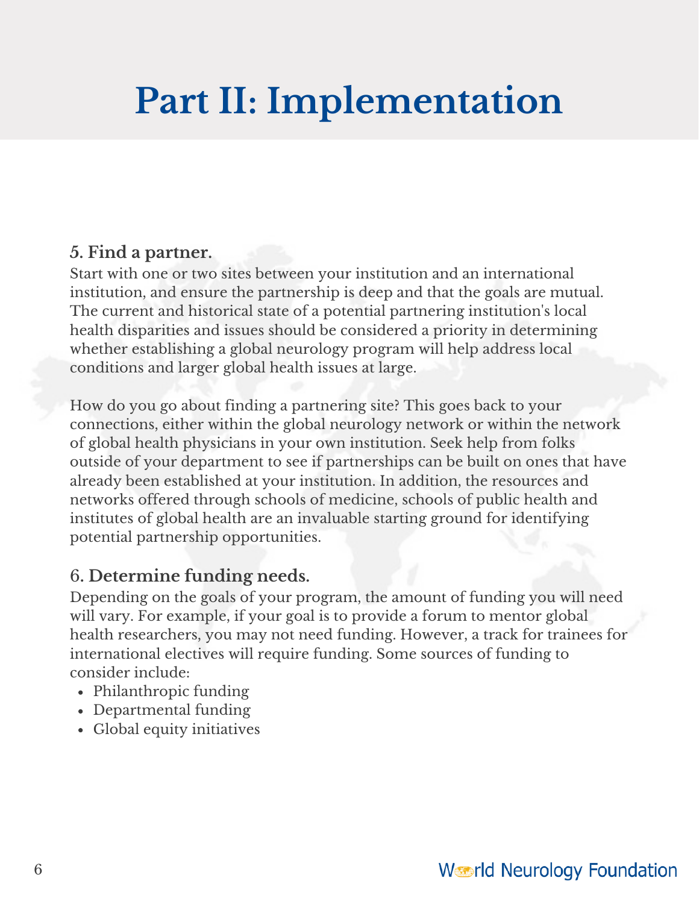# Part II: Implementation

### 5. Find a partner.

Start with one or two sites between your institution and an international institution, and ensure the partnership is deep and that the goals are mutual. The current and historical state of a potential partnering institution's local health disparities and issues should be considered a priority in determining whether establishing a global neurology program will help address local conditions and larger global health issues at large.

How do you go about finding a partnering site? This goes back to your connections, either within the global neurology network or within the network of global health physicians in your own institution. Seek help from folks outside of your department to see if partnerships can be built on ones that have already been established at your institution. In addition, the resources and networks offered through schools of medicine, schools of public health and institutes of global health are an invaluable starting ground for identifying potential partnership opportunities.

### 6. Determine funding needs.

Depending on the goals of your program, the amount of funding you will need will vary. For example, if your goal is to provide a forum to mentor global health researchers, you may not need funding. However, a track for trainees for international electives will require funding. Some sources of funding to consider include:

- Philanthropic funding
- Departmental funding
- Global equity initiatives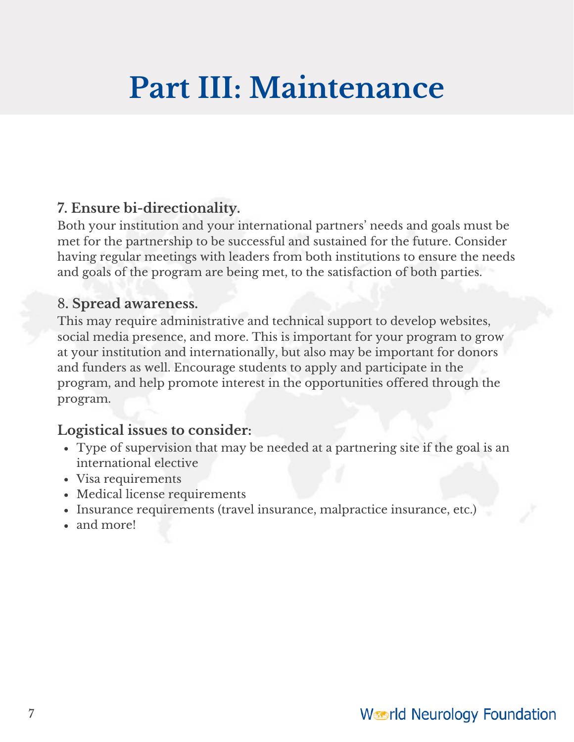# Part III: Maintenance

### 7. Ensure bi-directionality.

Both your institution and your international partners' needs and goals must be met for the partnership to be successful and sustained for the future. Consider having regular meetings with leaders from both institutions to ensure the needs and goals of the program are being met, to the satisfaction of both parties.

### 8. Spread awareness.

This may require administrative and technical support to develop websites, social media presence, and more. This is important for your program to grow at your institution and internationally, but also may be important for donors and funders as well. Encourage students to apply and participate in the program, and help promote interest in the opportunities offered through the program.

### Logistical issues to consider:

- Type of supervision that may be needed at a partnering site if the goal is an international elective
- Visa requirements
- Medical license requirements
- Insurance requirements (travel insurance, malpractice insurance, etc.)
- and more!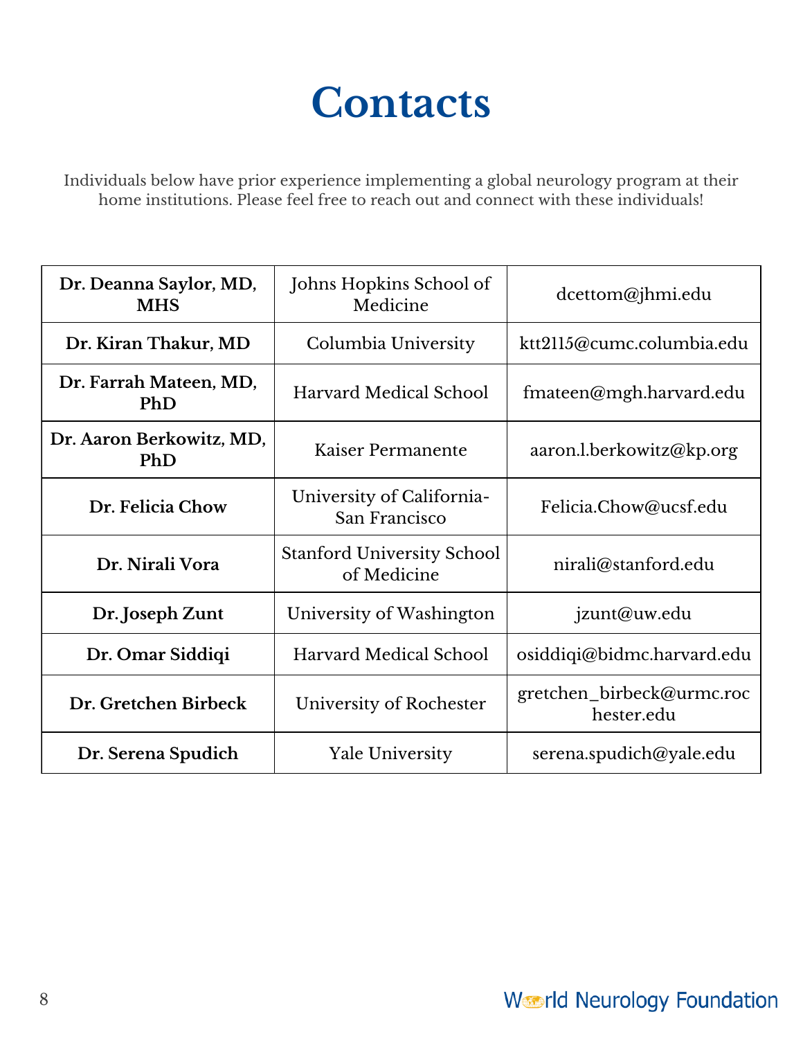# Contacts

Individuals below have prior experience implementing a global neurology program at their home institutions. Please feel free to reach out and connect with these individuals!

| | | |
|---|---|---|
| **Dr. Deanna Saylor, MD, MHS** | Johns Hopkins School of Medicine | dcettom@jhmi.edu |
| **Dr. Kiran Thakur, MD** | Columbia University | ktt2115@cumc.columbia.edu |
| **Dr. Farrah Mateen, MD, PhD** | Harvard Medical School | fmateen@mgh.harvard.edu |
| **Dr. Aaron Berkowitz, MD, PhD** | Kaiser Permanente | aaron.l.berkowitz@kp.org |
| **Dr. Felicia Chow** | University of California-San Francisco | Felicia.Chow@ucsf.edu |
| **Dr. Nirali Vora** | Stanford University School of Medicine | nirali@stanford.edu |
| **Dr. Joseph Zunt** | University of Washington | jzunt@uw.edu |
| **Dr. Omar Siddiqi** | Harvard Medical School | osiddiqi@bidmc.harvard.edu |
| **Dr. Gretchen Birbeck** | University of Rochester | gretchen_birbeck@urmc.rochester.edu |
| **Dr. Serena Spudich** | Yale University | serena.spudich@yale.edu |

World Neurology Foundation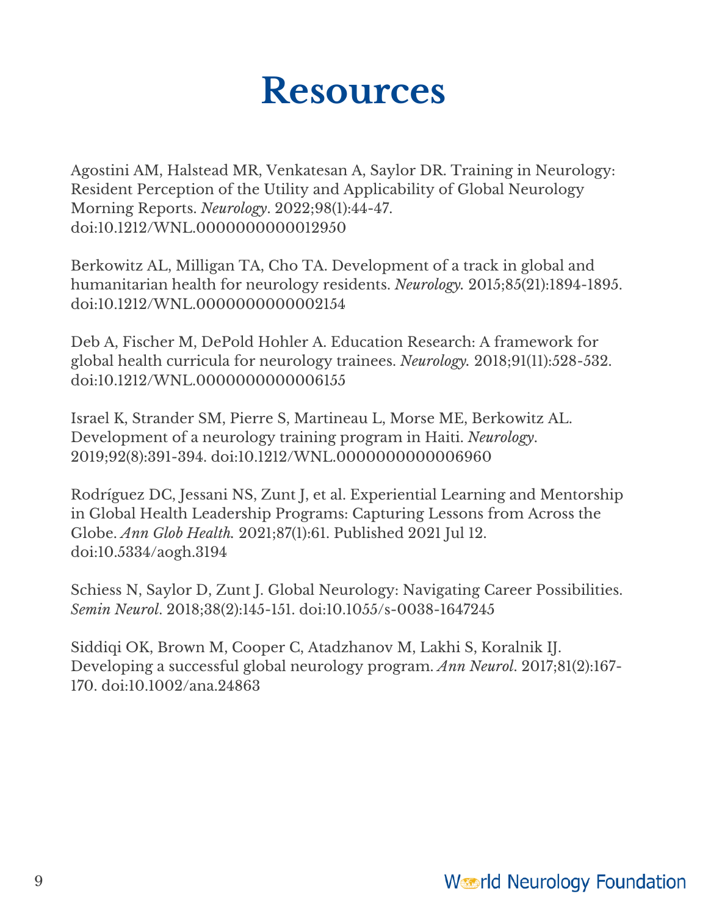# Resources

Agostini AM, Halstead MR, Venkatesan A, Saylor DR. Training in Neurology: Resident Perception of the Utility and Applicability of Global Neurology Morning Reports. *Neurology*. 2022;98(1):44-47. doi:10.1212/WNL.0000000000012950

Berkowitz AL, Milligan TA, Cho TA. Development of a track in global and humanitarian health for neurology residents. *Neurology.* 2015;85(21):1894-1895. doi:10.1212/WNL.0000000000002154

Deb A, Fischer M, DePold Hohler A. Education Research: A framework for global health curricula for neurology trainees. *Neurology.* 2018;91(11):528-532. doi:10.1212/WNL.0000000000006155

Israel K, Strander SM, Pierre S, Martineau L, Morse ME, Berkowitz AL. Development of a neurology training program in Haiti. *Neurology*. 2019;92(8):391-394. doi:10.1212/WNL.0000000000006960

Rodríguez DC, Jessani NS, Zunt J, et al. Experiential Learning and Mentorship in Global Health Leadership Programs: Capturing Lessons from Across the Globe. *Ann Glob Health.* 2021;87(1):61. Published 2021 Jul 12. doi:10.5334/aogh.3194

Schiess N, Saylor D, Zunt J. Global Neurology: Navigating Career Possibilities. *Semin Neurol*. 2018;38(2):145-151. doi:10.1055/s-0038-1647245

Siddiqi OK, Brown M, Cooper C, Atadzhanov M, Lakhi S, Koralnik IJ. Developing a successful global neurology program. *Ann Neurol*. 2017;81(2):167-170. doi:10.1002/ana.24863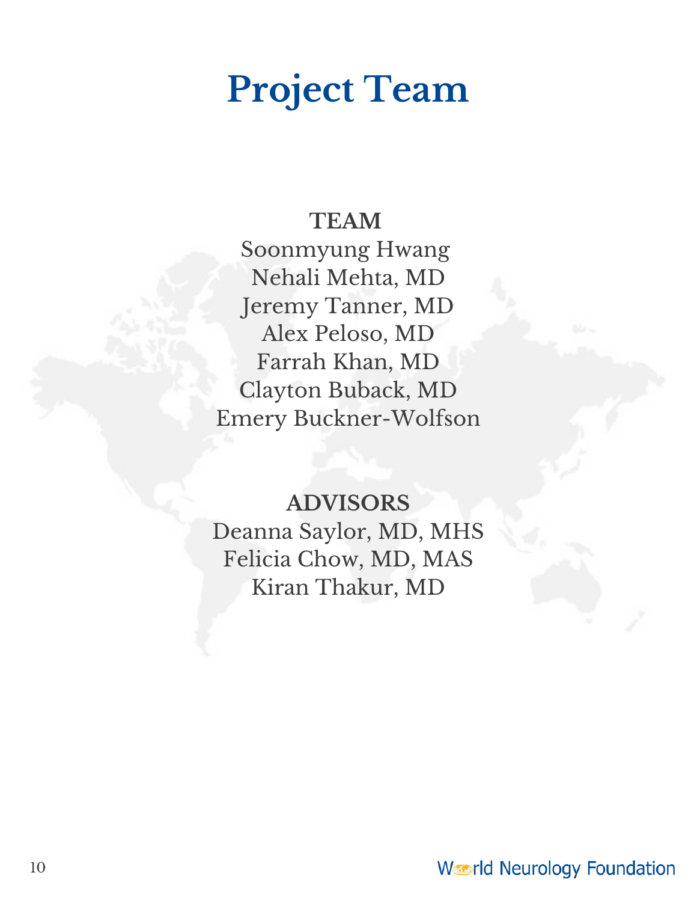# Project Team

**TEAM**

Soonmyung Hwang
Nehali Mehta, MD
Jeremy Tanner, MD
Alex Peloso, MD
Farrah Khan, MD
Clayton Buback, MD
Emery Buckner-Wolfson

**ADVISORS**

Deanna Saylor, MD, MHS
Felicia Chow, MD, MAS
Kiran Thakur, MD